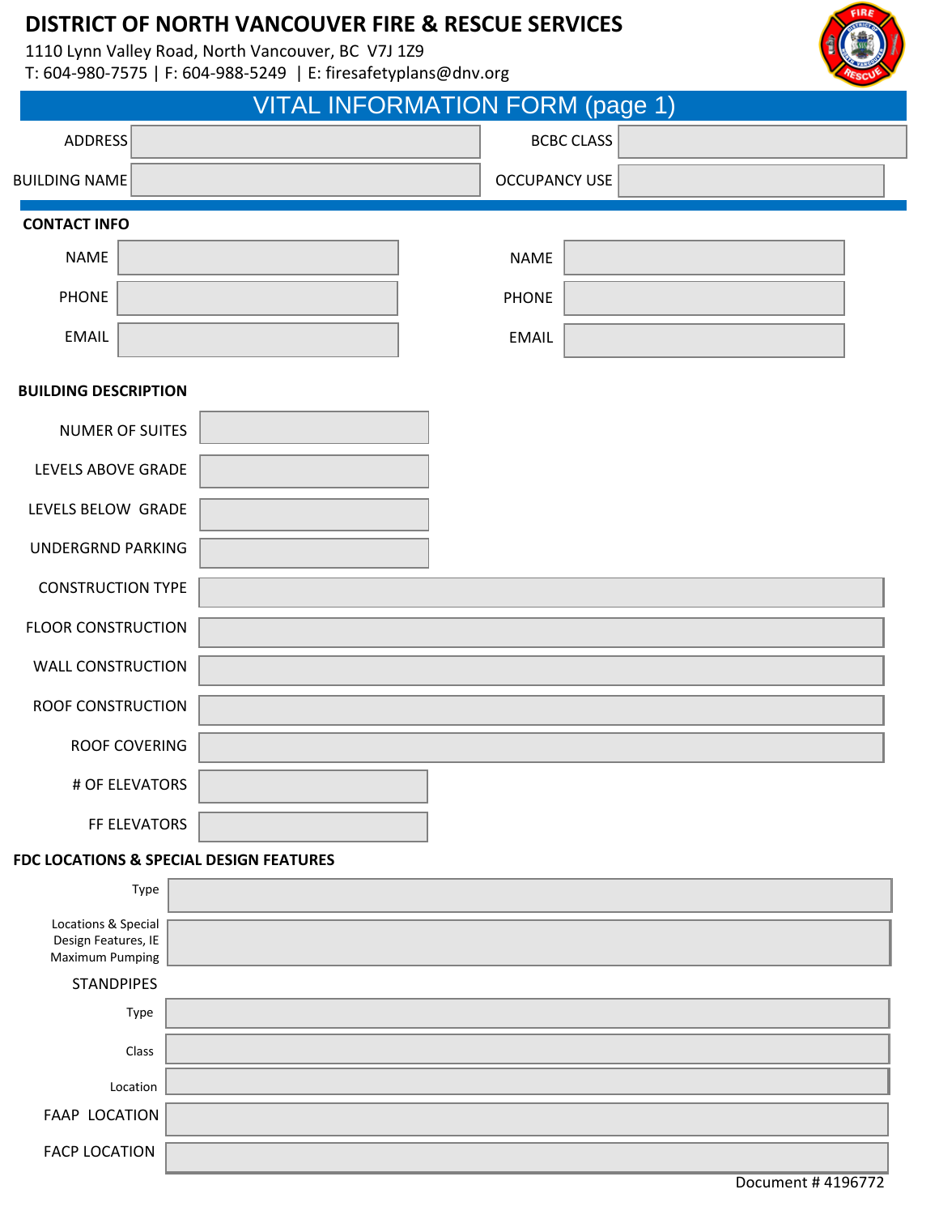# DISTRICT OF NORTH VANCOUVER FIRE & RESCUE SERVICES

1110 Lynn Valley Road, North Vancouver, BC V7J 1Z9
T: 604-980-7575 | F: 604-988-5249 | E: firesafetyplans@dnv.org

## VITAL INFORMATION FORM (page 1)

| ADDRESS | | BCBC CLASS | |
|---|---|---|---|
| BUILDING NAME | | OCCUPANCY USE | |

### CONTACT INFO

| | | | |
|---|---|---|---|
| NAME | | NAME | |
| PHONE | | PHONE | |
| EMAIL | | EMAIL | |

### BUILDING DESCRIPTION

| | |
|---|---|
| NUMER OF SUITES | |
| LEVELS ABOVE GRADE | |
| LEVELS BELOW GRADE | |
| UNDERGRND PARKING | |
| CONSTRUCTION TYPE | |
| FLOOR CONSTRUCTION | |
| WALL CONSTRUCTION | |
| ROOF CONSTRUCTION | |
| ROOF COVERING | |
| # OF ELEVATORS | |
| FF ELEVATORS | |

### FDC LOCATIONS & SPECIAL DESIGN FEATURES

| | |
|---|---|
| Type | |
| Locations & Special Design Features, IE Maximum Pumping | |

STANDPIPES

| | |
|---|---|
| Type | |
| Class | |
| Location | |
| FAAP LOCATION | |
| FACP LOCATION | |

Document # 4196772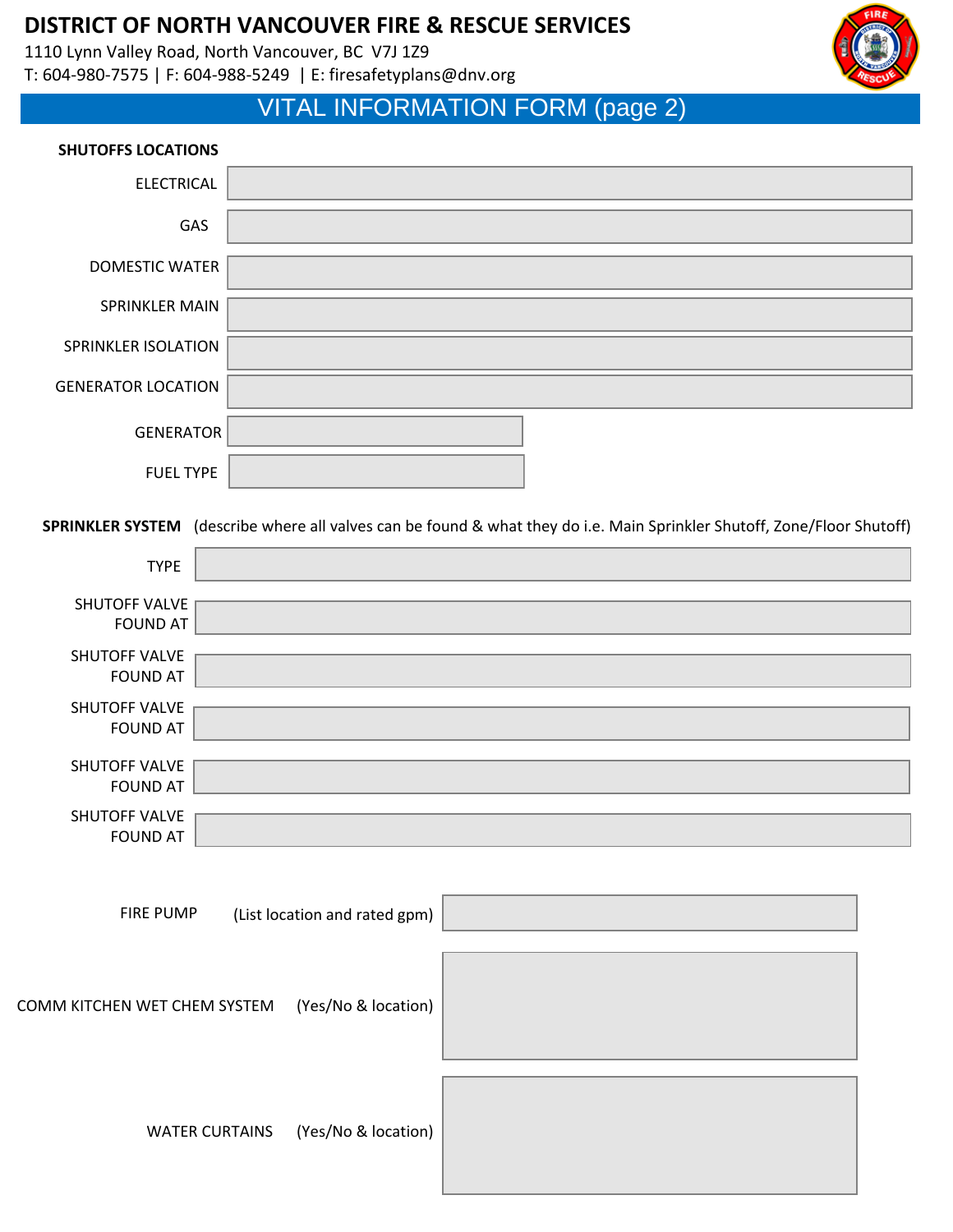# DISTRICT OF NORTH VANCOUVER FIRE & RESCUE SERVICES

1110 Lynn Valley Road, North Vancouver, BC V7J 1Z9

T: 604-980-7575 | F: 604-988-5249 | E: firesafetyplans@dnv.org

## VITAL INFORMATION FORM (page 2)

**SHUTOFFS LOCATIONS**

| | |
|---|---|
| ELECTRICAL | |
| GAS | |
| DOMESTIC WATER | |
| SPRINKLER MAIN | |
| SPRINKLER ISOLATION | |
| GENERATOR LOCATION | |
| GENERATOR | |
| FUEL TYPE | |

**SPRINKLER SYSTEM** (describe where all valves can be found & what they do i.e. Main Sprinkler Shutoff, Zone/Floor Shutoff)

| | |
|---|---|
| TYPE | |
| SHUTOFF VALVE FOUND AT | |
| SHUTOFF VALVE FOUND AT | |
| SHUTOFF VALVE FOUND AT | |
| SHUTOFF VALVE FOUND AT | |
| SHUTOFF VALVE FOUND AT | |

| | | |
|---|---|---|
| FIRE PUMP | (List location and rated gpm) | |
| COMM KITCHEN WET CHEM SYSTEM | (Yes/No & location) | |
| WATER CURTAINS | (Yes/No & location) | |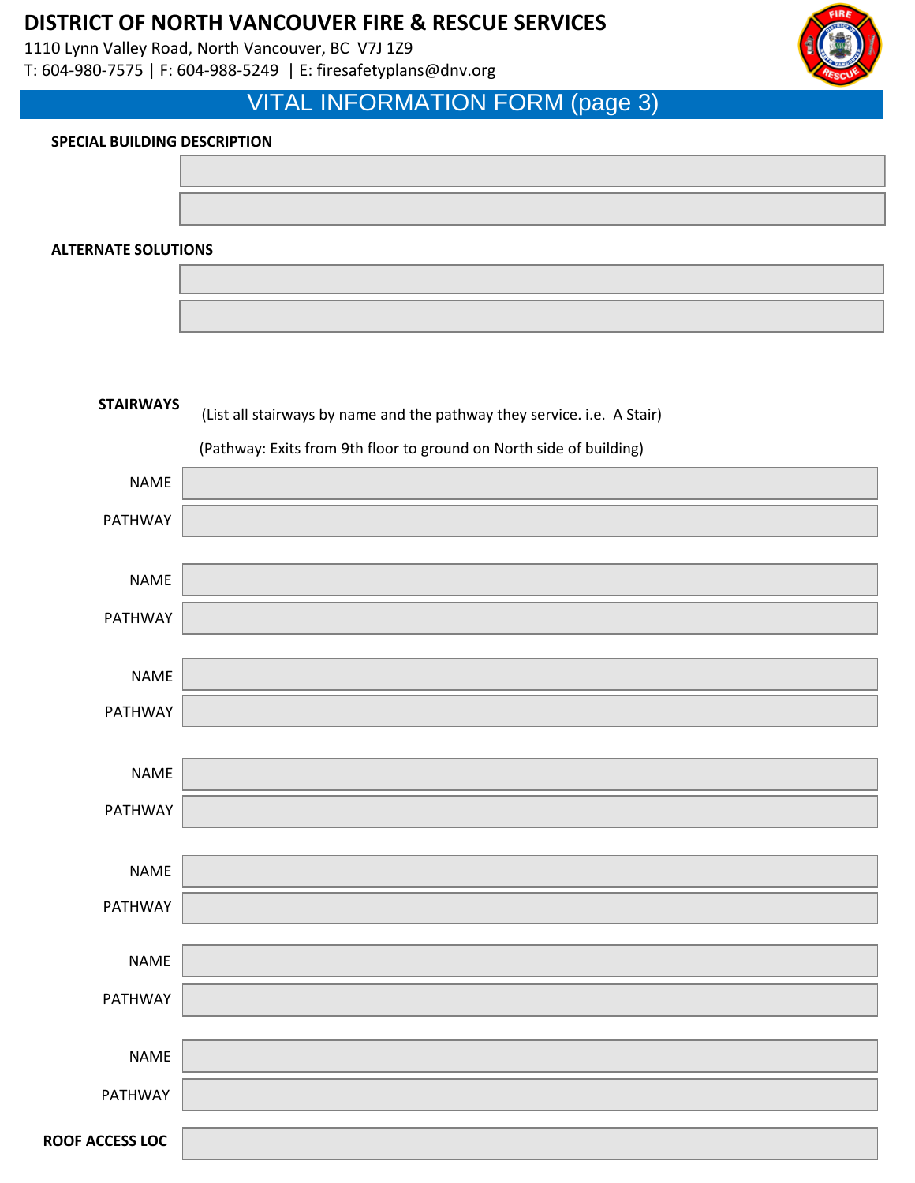# DISTRICT OF NORTH VANCOUVER FIRE & RESCUE SERVICES

1110 Lynn Valley Road, North Vancouver, BC V7J 1Z9

T: 604-980-7575 | F: 604-988-5249 | E: firesafetyplans@dnv.org

## VITAL INFORMATION FORM (page 3)

**SPECIAL BUILDING DESCRIPTION**

|  |
|---|
|  |
|  |

**ALTERNATE SOLUTIONS**

|  |
|---|
|  |
|  |

**STAIRWAYS** (List all stairways by name and the pathway they service. i.e. A Stair)

(Pathway: Exits from 9th floor to ground on North side of building)

| | |
|---|---|
| NAME | |
| PATHWAY | |
| NAME | |
| PATHWAY | |
| NAME | |
| PATHWAY | |
| NAME | |
| PATHWAY | |
| NAME | |
| PATHWAY | |
| NAME | |
| PATHWAY | |
| NAME | |
| PATHWAY | |

**ROOF ACCESS LOC**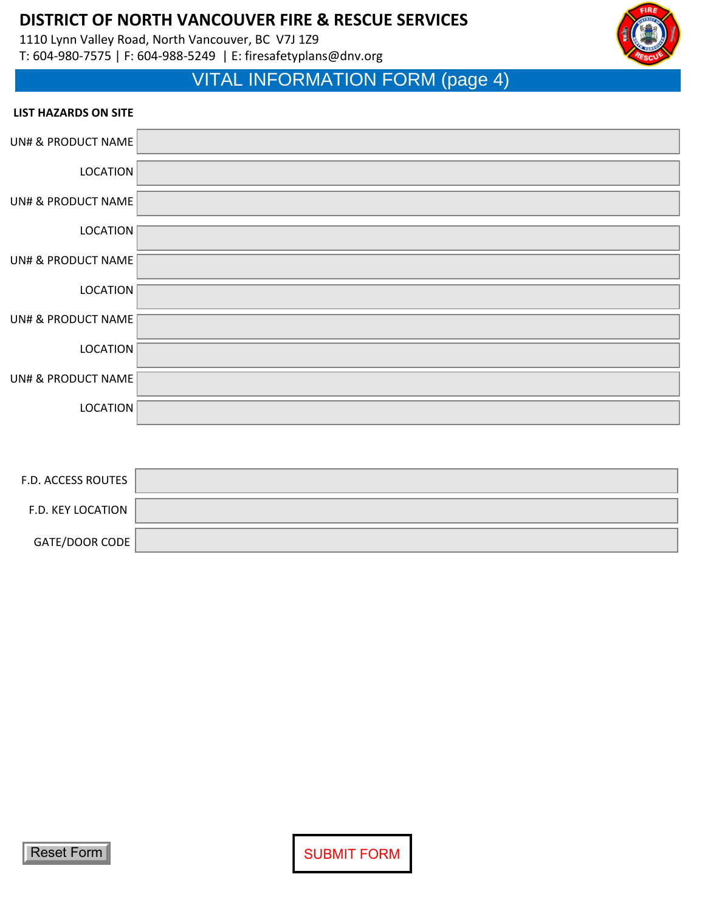# DISTRICT OF NORTH VANCOUVER FIRE & RESCUE SERVICES

1110 Lynn Valley Road, North Vancouver, BC V7J 1Z9

T: 604-980-7575 | F: 604-988-5249 | E: firesafetyplans@dnv.org

## VITAL INFORMATION FORM (page 4)

**LIST HAZARDS ON SITE**

UN# & PRODUCT NAME

LOCATION

UN# & PRODUCT NAME

LOCATION

UN# & PRODUCT NAME

LOCATION

UN# & PRODUCT NAME

LOCATION

UN# & PRODUCT NAME

LOCATION

F.D. ACCESS ROUTES

F.D. KEY LOCATION

GATE/DOOR CODE

Reset Form

SUBMIT FORM